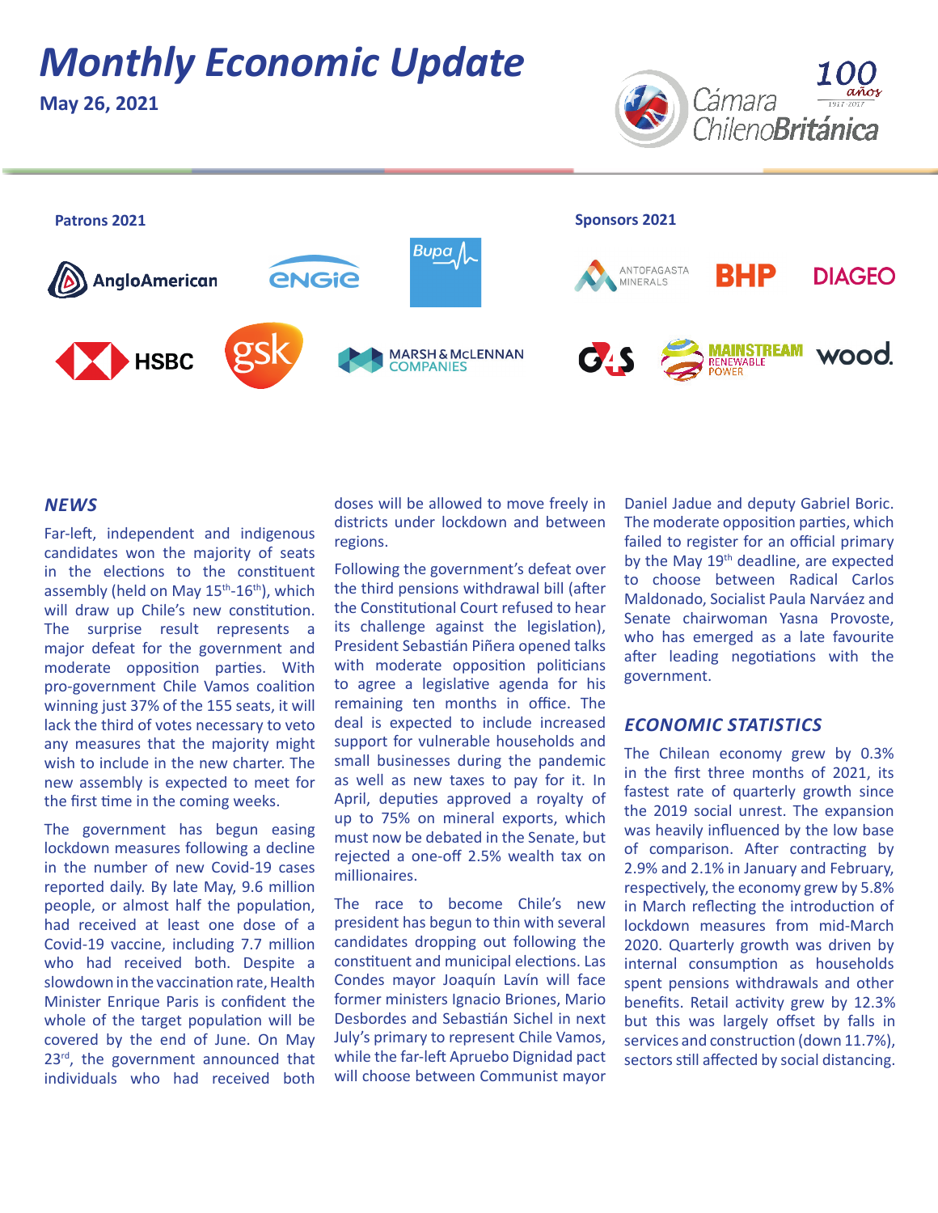# Monthly Economic Update

**May 26, 2021**

Cámara ChilenoBritánica — 100 años 1917-2017

**Patrons 2021**

AngloAmerican, ENGIE, Bupa, HSBC, gsk, MARSH & McLENNAN COMPANIES

**Sponsors 2021**

ANTOFAGASTA MINERALS, BHP, DIAGEO, G4S, MAINSTREAM RENEWABLE POWER, wood.

## NEWS

Far-left, independent and indigenous candidates won the majority of seats in the elections to the constituent assembly (held on May 15th-16th), which will draw up Chile's new constitution. The surprise result represents a major defeat for the government and moderate opposition parties. With pro-government Chile Vamos coalition winning just 37% of the 155 seats, it will lack the third of votes necessary to veto any measures that the majority might wish to include in the new charter. The new assembly is expected to meet for the first time in the coming weeks.

The government has begun easing lockdown measures following a decline in the number of new Covid-19 cases reported daily. By late May, 9.6 million people, or almost half the population, had received at least one dose of a Covid-19 vaccine, including 7.7 million who had received both. Despite a slowdown in the vaccination rate, Health Minister Enrique Paris is confident the whole of the target population will be covered by the end of June. On May 23rd, the government announced that individuals who had received both doses will be allowed to move freely in districts under lockdown and between regions.

Following the government's defeat over the third pensions withdrawal bill (after the Constitutional Court refused to hear its challenge against the legislation), President Sebastián Piñera opened talks with moderate opposition politicians to agree a legislative agenda for his remaining ten months in office. The deal is expected to include increased support for vulnerable households and small businesses during the pandemic as well as new taxes to pay for it. In April, deputies approved a royalty of up to 75% on mineral exports, which must now be debated in the Senate, but rejected a one-off 2.5% wealth tax on millionaires.

The race to become Chile's new president has begun to thin with several candidates dropping out following the constituent and municipal elections. Las Condes mayor Joaquín Lavín will face former ministers Ignacio Briones, Mario Desbordes and Sebastián Sichel in next July's primary to represent Chile Vamos, while the far-left Apruebo Dignidad pact will choose between Communist mayor Daniel Jadue and deputy Gabriel Boric. The moderate opposition parties, which failed to register for an official primary by the May 19th deadline, are expected to choose between Radical Carlos Maldonado, Socialist Paula Narváez and Senate chairwoman Yasna Provoste, who has emerged as a late favourite after leading negotiations with the government.

## ECONOMIC STATISTICS

The Chilean economy grew by 0.3% in the first three months of 2021, its fastest rate of quarterly growth since the 2019 social unrest. The expansion was heavily influenced by the low base of comparison. After contracting by 2.9% and 2.1% in January and February, respectively, the economy grew by 5.8% in March reflecting the introduction of lockdown measures from mid-March 2020. Quarterly growth was driven by internal consumption as households spent pensions withdrawals and other benefits. Retail activity grew by 12.3% but this was largely offset by falls in services and construction (down 11.7%), sectors still affected by social distancing.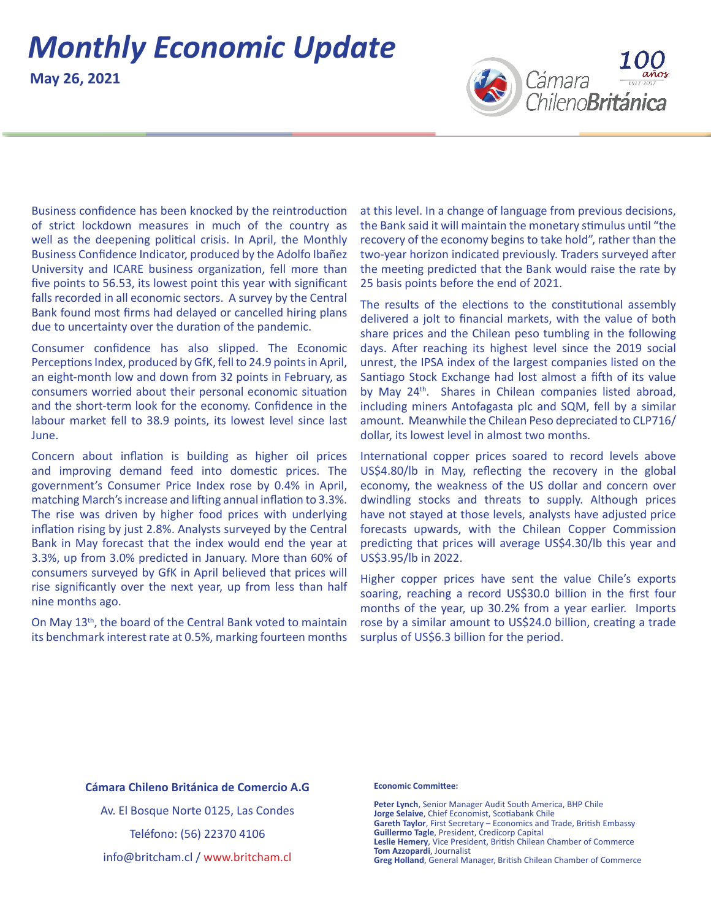# Monthly Economic Update

**May 26, 2021**

Business confidence has been knocked by the reintroduction of strict lockdown measures in much of the country as well as the deepening political crisis. In April, the Monthly Business Confidence Indicator, produced by the Adolfo Ibañez University and ICARE business organization, fell more than five points to 56.53, its lowest point this year with significant falls recorded in all economic sectors. A survey by the Central Bank found most firms had delayed or cancelled hiring plans due to uncertainty over the duration of the pandemic.

Consumer confidence has also slipped. The Economic Perceptions Index, produced by GfK, fell to 24.9 points in April, an eight-month low and down from 32 points in February, as consumers worried about their personal economic situation and the short-term look for the economy. Confidence in the labour market fell to 38.9 points, its lowest level since last June.

Concern about inflation is building as higher oil prices and improving demand feed into domestic prices. The government's Consumer Price Index rose by 0.4% in April, matching March's increase and lifting annual inflation to 3.3%. The rise was driven by higher food prices with underlying inflation rising by just 2.8%. Analysts surveyed by the Central Bank in May forecast that the index would end the year at 3.3%, up from 3.0% predicted in January. More than 60% of consumers surveyed by GfK in April believed that prices will rise significantly over the next year, up from less than half nine months ago.

On May 13th, the board of the Central Bank voted to maintain its benchmark interest rate at 0.5%, marking fourteen months at this level. In a change of language from previous decisions, the Bank said it will maintain the monetary stimulus until "the recovery of the economy begins to take hold", rather than the two-year horizon indicated previously. Traders surveyed after the meeting predicted that the Bank would raise the rate by 25 basis points before the end of 2021.

The results of the elections to the constitutional assembly delivered a jolt to financial markets, with the value of both share prices and the Chilean peso tumbling in the following days. After reaching its highest level since the 2019 social unrest, the IPSA index of the largest companies listed on the Santiago Stock Exchange had lost almost a fifth of its value by May 24th. Shares in Chilean companies listed abroad, including miners Antofagasta plc and SQM, fell by a similar amount. Meanwhile the Chilean Peso depreciated to CLP716/dollar, its lowest level in almost two months.

International copper prices soared to record levels above US$4.80/lb in May, reflecting the recovery in the global economy, the weakness of the US dollar and concern over dwindling stocks and threats to supply. Although prices have not stayed at those levels, analysts have adjusted price forecasts upwards, with the Chilean Copper Commission predicting that prices will average US$4.30/lb this year and US$3.95/lb in 2022.

Higher copper prices have sent the value Chile's exports soaring, reaching a record US$30.0 billion in the first four months of the year, up 30.2% from a year earlier. Imports rose by a similar amount to US$24.0 billion, creating a trade surplus of US$6.3 billion for the period.

**Cámara Chileno Británica de Comercio A.G**

Av. El Bosque Norte 0125, Las Condes

Teléfono: (56) 22370 4106

info@britcham.cl / www.britcham.cl

**Economic Committee:**

**Peter Lynch**, Senior Manager Audit South America, BHP Chile
**Jorge Selaive**, Chief Economist, Scotiabank Chile
**Gareth Taylor**, First Secretary – Economics and Trade, British Embassy
**Guillermo Tagle**, President, Credicorp Capital
**Leslie Hemery**, Vice President, British Chilean Chamber of Commerce
**Tom Azzopardi**, Journalist
**Greg Holland**, General Manager, British Chilean Chamber of Commerce